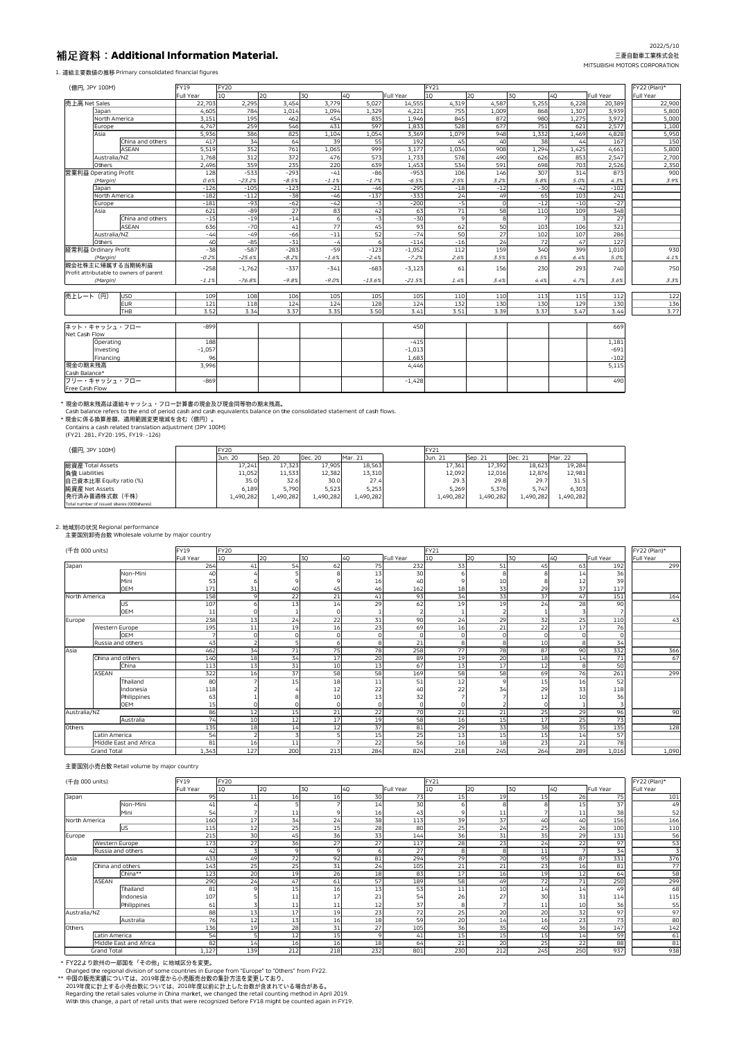2022/5/10

三菱自動車工業株式会社
MITSUBISHI MOTORS CORPORATION

# 補足資料：Additional Information Material.

1. 連結主要数値の推移 Primary consolidated financial figures

| (億円, JPY 100M) | | | FY19 | FY20 | | | | | FY21 | | | | | FY22 (Plan)* |
|---|---|---|---|---|---|---|---|---|---|---|---|---|---|---|
| | | | Full Year | 1Q | 2Q | 3Q | 4Q | Full Year | 1Q | 2Q | 3Q | 4Q | Full Year | Full Year |
| 売上高 Net Sales | | | 22,703 | 2,295 | 3,454 | 3,779 | 5,027 | 14,555 | 4,319 | 4,587 | 5,255 | 6,228 | 20,389 | 22,900 |
| | Japan | | 4,605 | 784 | 1,014 | 1,094 | 1,329 | 4,221 | 755 | 1,009 | 868 | 1,307 | 3,939 | 5,800 |
| | North America | | 3,151 | 195 | 462 | 454 | 835 | 1,946 | 845 | 872 | 980 | 1,275 | 3,972 | 5,000 |
| | Europe | | 4,747 | 259 | 546 | 431 | 597 | 1,833 | 528 | 677 | 751 | 621 | 2,577 | 1,100 |
| | Asia | | 5,936 | 386 | 825 | 1,104 | 1,054 | 3,369 | 1,079 | 948 | 1,332 | 1,469 | 4,828 | 5,950 |
| | | China and others | 417 | 34 | 64 | 39 | 55 | 192 | 45 | 40 | 38 | 44 | 167 | 150 |
| | | ASEAN | 5,519 | 352 | 761 | 1,065 | 999 | 3,177 | 1,034 | 908 | 1,294 | 1,425 | 4,661 | 5,800 |
| | Australia/NZ | | 1,768 | 312 | 372 | 476 | 573 | 1,733 | 578 | 490 | 626 | 853 | 2,547 | 2,700 |
| | Others | | 2,496 | 359 | 235 | 220 | 639 | 1,453 | 534 | 591 | 698 | 703 | 2,526 | 2,350 |
| 営業利益 Operating Profit | | | 128 | -533 | -293 | -41 | -86 | -953 | 106 | 146 | 307 | 314 | 873 | 900 |
| *(Margin)* | | | *0.6%* | *-23.2%* | *-8.5%* | *-1.1%* | *-1.7%* | *-6.5%* | *2.5%* | *3.2%* | *5.8%* | *5.0%* | *4.3%* | *3.9%* |
| | Japan | | -126 | -105 | -123 | -21 | -46 | -295 | -18 | -12 | -30 | -42 | -102 | |
| | North America | | -182 | -112 | -38 | -46 | -137 | -333 | 24 | 49 | 65 | 103 | 241 | |
| | Europe | | -181 | -93 | -62 | -42 | -3 | -200 | -5 | 0 | -12 | -10 | -27 | |
| | Asia | | 621 | -89 | 27 | 83 | 42 | 63 | 71 | 58 | 110 | 109 | 348 | |
| | | China and others | -15 | -19 | -14 | 6 | -3 | -30 | 9 | 8 | 7 | 3 | 27 | |
| | | ASEAN | 636 | -70 | 41 | 77 | 45 | 93 | 62 | 50 | 103 | 106 | 321 | |
| | Australia/NZ | | -44 | -49 | -66 | -11 | 52 | -74 | 50 | 27 | 102 | 107 | 286 | |
| | Others | | 40 | -85 | -31 | -4 | 6 | -114 | -16 | 24 | 72 | 47 | 127 | |
| 経常利益 Ordinary Profit | | | -38 | -587 | -283 | -59 | -123 | -1,052 | 112 | 159 | 340 | 399 | 1,010 | 930 |
| *(Margin)* | | | *-0.2%* | *-25.6%* | *-8.2%* | *-1.6%* | *-2.4%* | *-7.2%* | *2.6%* | *3.5%* | *6.5%* | *6.4%* | *5.0%* | *4.1%* |
| 親会社株主に帰属する当期純利益 Profit attributable to owners of parent | | | -258 | -1,762 | -337 | -341 | -683 | -3,123 | 61 | 156 | 230 | 293 | 740 | 750 |
| *(Margin)* | | | *-1.1%* | *-76.8%* | *-9.8%* | *-9.0%* | *-13.6%* | *-21.5%* | *1.4%* | *3.4%* | *4.4%* | *4.7%* | *3.6%* | *3.3%* |
| 売上レート（円） | USD | | 109 | 108 | 106 | 105 | 105 | 105 | 110 | 110 | 113 | 115 | 112 | 122 |
| | EUR | | 121 | 118 | 124 | 124 | 128 | 124 | 132 | 130 | 130 | 129 | 130 | 136 |
| | THB | | 3.52 | 3.34 | 3.37 | 3.35 | 3.50 | 3.41 | 3.51 | 3.39 | 3.37 | 3.47 | 3.44 | 3.77 |
| ネット・キャッシュ・フロー Net Cash Flow | | | -899 | | | | | 450 | | | | | 669 | |
| | Operating | | 188 | | | | | -415 | | | | | 1,181 | |
| | Investing | | -1,057 | | | | | -1,013 | | | | | -691 | |
| | Financing | | 96 | | | | | 1,683 | | | | | -102 | |
| 現金の期末残高 Cash Balance* | | | 3,996 | | | | | 4,446 | | | | | 5,115 | |
| フリー・キャッシュ・フロー Free Cash Flow | | | -869 | | | | | -1,428 | | | | | 490 | |

\* 現金の期末残高は連結キャッシュ・フロー計算書の現金及び現金同等物の期末残高。
Cash balance refers to the end of period cash and cash equivalents balance on the consolidated statement of cash flows.
\* 現金に係る換算差額、適用範囲変更増減を含む（億円）。
Contains a cash related translation adjustment (JPY 100M)
(FY21: 281、FY20: 195、FY19: -126)

| (億円, JPY 100M) | FY20 | | | | FY21 | | | |
|---|---|---|---|---|---|---|---|---|
| | Jun. 20 | Sep. 20 | Dec. 20 | Mar. 21 | Jun. 21 | Sep. 21 | Dec. 21 | Mar. 22 |
| 総資産 Total Assets | 17,241 | 17,323 | 17,905 | 18,563 | 17,361 | 17,392 | 18,623 | 19,284 |
| 負債 Liabilities | 11,052 | 11,533 | 12,382 | 13,310 | 12,092 | 12,016 | 12,876 | 12,981 |
| 自己資本比率 Equity ratio (%) | 35.0 | 32.6 | 30.0 | 27.4 | 29.3 | 29.8 | 29.7 | 31.5 |
| 純資産 Net Assets | 6,189 | 5,790 | 5,523 | 5,253 | 5,269 | 5,376 | 5,747 | 6,303 |
| 発行済み普通株式数（千株） Total number of issued shares (000shares) | 1,490,282 | 1,490,282 | 1,490,282 | 1,490,282 | 1,490,282 | 1,490,282 | 1,490,282 | 1,490,282 |

2. 地域別の状況 Regional performance

主要国別卸売台数 Wholesale volume by major country

| (千台 000 units) | | | FY19 | FY20 | | | | | FY21 | | | | | FY22 (Plan)* |
|---|---|---|---|---|---|---|---|---|---|---|---|---|---|---|
| | | | Full Year | 1Q | 2Q | 3Q | 4Q | Full Year | 1Q | 2Q | 3Q | 4Q | Full Year | Full Year |
| Japan | | | 264 | 41 | 54 | 62 | 75 | 232 | 33 | 51 | 45 | 63 | 192 | 299 |
| | | Non-Mini | 40 | 4 | 5 | 8 | 13 | 30 | 6 | 8 | 8 | 14 | 36 | |
| | | Mini | 53 | 6 | 9 | 9 | 16 | 40 | 9 | 10 | 8 | 12 | 39 | |
| | | OEM | 171 | 31 | 40 | 45 | 46 | 162 | 18 | 33 | 29 | 37 | 117 | |
| North America | | | 158 | 9 | 22 | 21 | 41 | 93 | 34 | 33 | 37 | 47 | 151 | 164 |
| | | US | 107 | 6 | 13 | 14 | 29 | 62 | 19 | 19 | 24 | 28 | 90 | |
| | | OEM | 11 | 0 | 1 | 0 | 1 | 2 | 1 | 2 | 1 | 3 | 7 | |
| Europe | | | 238 | 13 | 24 | 22 | 31 | 90 | 24 | 29 | 32 | 25 | 110 | 43 |
| | Western Europe | | 195 | 11 | 19 | 16 | 23 | 69 | 16 | 21 | 22 | 17 | 76 | |
| | OEM | | 7 | 0 | 0 | 0 | 0 | 0 | 0 | 0 | 0 | 0 | 0 | |
| | Russia and others | | 43 | 2 | 5 | 6 | 8 | 21 | 8 | 8 | 10 | 8 | 34 | |
| Asia | | | 462 | 34 | 71 | 75 | 78 | 258 | 77 | 78 | 87 | 90 | 332 | 366 |
| | China and others | | 140 | 18 | 34 | 17 | 20 | 89 | 19 | 20 | 18 | 14 | 71 | 67 |
| | | China | 113 | 13 | 31 | 10 | 13 | 67 | 13 | 17 | 12 | 8 | 50 | |
| | ASEAN | | 322 | 16 | 37 | 58 | 58 | 169 | 58 | 58 | 69 | 76 | 261 | 299 |
| | | Thailand | 80 | 7 | 15 | 18 | 11 | 51 | 12 | 9 | 15 | 16 | 52 | |
| | | Indonesia | 118 | 2 | 4 | 12 | 22 | 40 | 22 | 34 | 29 | 33 | 118 | |
| | | Philippines | 63 | 1 | 8 | 10 | 13 | 32 | 7 | 7 | 12 | 10 | 36 | |
| | | OEM | 15 | 0 | 0 | 0 | 0 | 0 | 0 | 2 | 0 | 1 | 3 | |
| Australia/NZ | | | 86 | 12 | 15 | 21 | 22 | 70 | 21 | 21 | 25 | 29 | 96 | 90 |
| | | Australia | 74 | 10 | 12 | 17 | 19 | 58 | 16 | 15 | 17 | 25 | 73 | |
| Others | | | 135 | 18 | 14 | 12 | 37 | 81 | 29 | 33 | 38 | 35 | 135 | 128 |
| | Latin America | | 54 | 2 | 3 | 5 | 15 | 25 | 13 | 15 | 15 | 14 | 57 | |
| | Middle East and Africa | | 81 | 16 | 11 | 7 | 22 | 56 | 16 | 18 | 23 | 21 | 78 | |
| Grand Total | | | 1,343 | 127 | 200 | 213 | 284 | 824 | 218 | 245 | 264 | 289 | 1,016 | 1,090 |

主要国別小売台数 Retail volume by major country

| (千台 000 units) | | | FY19 | FY20 | | | | | FY21 | | | | | FY22 (Plan)* |
|---|---|---|---|---|---|---|---|---|---|---|---|---|---|---|
| | | | Full Year | 1Q | 2Q | 3Q | 4Q | Full Year | 1Q | 2Q | 3Q | 4Q | Full Year | Full Year |
| Japan | | | 95 | 11 | 16 | 16 | 30 | 73 | 15 | 19 | 15 | 26 | 75 | 101 |
| | | Non-Mini | 41 | 4 | 5 | 7 | 14 | 30 | 6 | 8 | 8 | 15 | 37 | 49 |
| | | Mini | 54 | 7 | 11 | 9 | 16 | 43 | 9 | 11 | 7 | 11 | 38 | 52 |
| North America | | | 160 | 17 | 34 | 24 | 38 | 113 | 39 | 37 | 40 | 40 | 156 | 166 |
| | | US | 115 | 12 | 25 | 15 | 28 | 80 | 25 | 24 | 25 | 26 | 100 | 110 |
| Europe | | | 215 | 30 | 45 | 36 | 33 | 144 | 36 | 31 | 35 | 29 | 131 | 56 |
| | Western Europe | | 173 | 27 | 36 | 27 | 27 | 117 | 28 | 23 | 24 | 22 | 97 | 53 |
| | Russia and others | | 42 | 3 | 9 | 9 | 6 | 27 | 8 | 8 | 11 | 7 | 34 | 3 |
| Asia | | | 433 | 49 | 72 | 92 | 81 | 294 | 79 | 70 | 95 | 87 | 331 | 376 |
| | China and others | | 143 | 25 | 25 | 31 | 24 | 105 | 21 | 21 | 23 | 16 | 81 | 77 |
| | | China** | 123 | 20 | 19 | 26 | 18 | 83 | 17 | 16 | 19 | 12 | 64 | 58 |
| | ASEAN | | 290 | 24 | 47 | 61 | 57 | 189 | 58 | 49 | 72 | 71 | 250 | 299 |
| | | Thailand | 81 | 9 | 15 | 16 | 13 | 53 | 11 | 10 | 14 | 14 | 49 | 68 |
| | | Indonesia | 107 | 5 | 11 | 17 | 21 | 54 | 26 | 27 | 30 | 31 | 114 | 115 |
| | | Philippines | 61 | 3 | 11 | 11 | 12 | 37 | 8 | 7 | 11 | 10 | 36 | 55 |
| Australia/NZ | | | 88 | 13 | 17 | 19 | 23 | 72 | 25 | 20 | 20 | 32 | 97 | 97 |
| | | Australia | 76 | 12 | 13 | 16 | 18 | 59 | 20 | 14 | 16 | 23 | 73 | 80 |
| Others | | | 136 | 19 | 28 | 31 | 27 | 105 | 36 | 35 | 40 | 36 | 147 | 142 |
| | Latin America | | 54 | 5 | 12 | 15 | 9 | 41 | 15 | 15 | 15 | 14 | 59 | 61 |
| | Middle East and Africa | | 82 | 14 | 16 | 16 | 18 | 64 | 21 | 20 | 25 | 22 | 88 | 81 |
| Grand Total | | | 1,127 | 139 | 212 | 218 | 232 | 801 | 230 | 212 | 245 | 250 | 937 | 938 |

\* FY22より欧州の一部国を「その他」に地域区分を変更。
Changed the regional division of some countries in Europe from "Europe" to "Others" from FY22.
\*\* 中国の販売実績については、2019年度から小売販売台数の集計方法を変更しており、
2019年度に計上する小売台数については、2018年度以前に計上した台数が含まれている場合がある。
Regarding the retail sales volume in China market, we changed the retail counting method in April 2019.
With this change, a part of retail units that were recognized before FY18 might be counted again in FY19.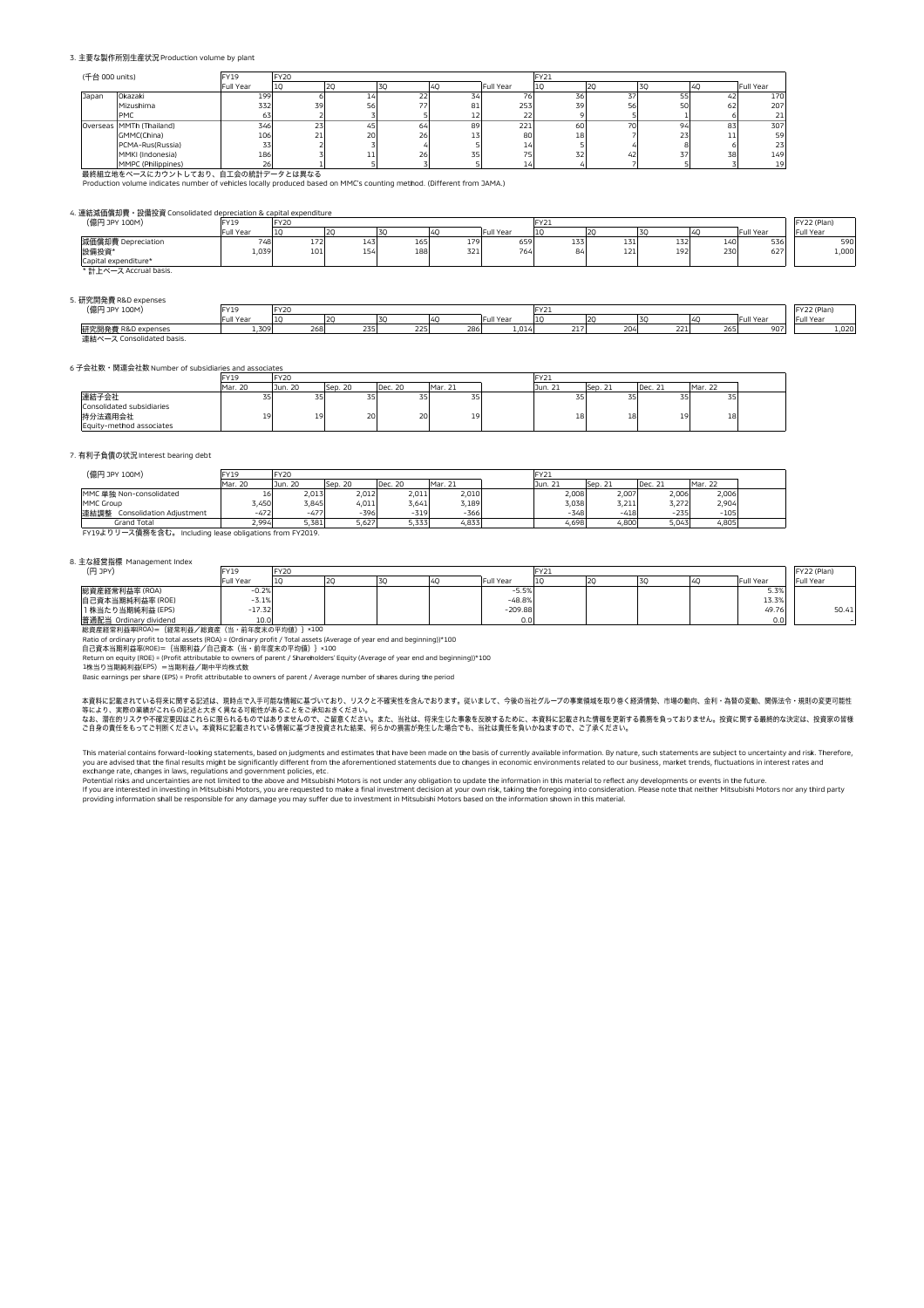3. 主要な製作所別生産状況 Production volume by plant

| (千台 000 units) | | FY19 | FY20 | | | | | FY21 | | | | |
|---|---|---|---|---|---|---|---|---|---|---|---|---|
| | | Full Year | 1Q | 2Q | 3Q | 4Q | Full Year | 1Q | 2Q | 3Q | 4Q | Full Year |
| Japan | Okazaki | 199 | 6 | 14 | 22 | 34 | 76 | 36 | 37 | 55 | 42 | 170 |
| | Mizushima | 332 | 39 | 56 | 77 | 81 | 253 | 39 | 56 | 50 | 62 | 207 |
| | PMC | 63 | 2 | 3 | 5 | 12 | 22 | 9 | 5 | 1 | 6 | 21 |
| Overseas | MMTh (Thailand) | 346 | 23 | 45 | 64 | 89 | 221 | 60 | 70 | 94 | 83 | 307 |
| | GMMC(China) | 106 | 21 | 20 | 26 | 13 | 80 | 18 | 7 | 23 | 11 | 59 |
| | PCMA-Rus(Russia) | 33 | 2 | 3 | 4 | 5 | 14 | 5 | 4 | 8 | 6 | 23 |
| | MMKI (Indonesia) | 186 | 3 | 11 | 26 | 35 | 75 | 32 | 42 | 37 | 38 | 149 |
| | MMPC (Philippines) | 26 | 1 | 5 | 3 | 5 | 14 | 4 | 7 | 5 | 3 | 19 |

最終組立地をベースにカウントしており、自工会の統計データとは異なる
Production volume indicates number of vehicles locally produced based on MMC's counting method. (Different from JAMA.)

4. 連結減価償却費・設備投資 Consolidated depreciation & capital expenditure

| (億円 JPY 100M) | FY19 | FY20 | | | | | FY21 | | | | | FY22 (Plan) |
|---|---|---|---|---|---|---|---|---|---|---|---|---|
| | Full Year | 1Q | 2Q | 3Q | 4Q | Full Year | 1Q | 2Q | 3Q | 4Q | Full Year | Full Year |
| 減価償却費 Depreciation | 748 | 172 | 143 | 165 | 179 | 659 | 133 | 131 | 132 | 140 | 536 | 590 |
| 設備投資* Capital expenditure* | 1,039 | 101 | 154 | 188 | 321 | 764 | 84 | 121 | 192 | 230 | 627 | 1,000 |

\* 計上ベース Accrual basis.

5. 研究開発費 R&D expenses

| (億円 JPY 100M) | FY19 | FY20 | | | | | FY21 | | | | | FY22 (Plan) |
|---|---|---|---|---|---|---|---|---|---|---|---|---|
| | Full Year | 1Q | 2Q | 3Q | 4Q | Full Year | 1Q | 2Q | 3Q | 4Q | Full Year | Full Year |
| 研究開発費 R&D expenses | 1,309 | 268 | 235 | 225 | 286 | 1,014 | 217 | 204 | 221 | 265 | 907 | 1,020 |

連結ベース Consolidated basis.

6 子会社数・関連会社数 Number of subsidiaries and associates

| | FY19 | FY20 | | | | FY21 | | | |
|---|---|---|---|---|---|---|---|---|---|
| | Mar. 20 | Jun. 20 | Sep. 20 | Dec. 20 | Mar. 21 | Jun. 21 | Sep. 21 | Dec. 21 | Mar. 22 |
| 連結子会社 Consolidated subsidiaries | 35 | 35 | 35 | 35 | 35 | 35 | 35 | 35 | 35 |
| 持分法適用会社 Equity-method associates | 19 | 19 | 20 | 20 | 19 | 18 | 18 | 19 | 18 |

7. 有利子負債の状況 Interest bearing debt

| (億円 JPY 100M) | FY19 | FY20 | | | | FY21 | | | |
|---|---|---|---|---|---|---|---|---|---|
| | Mar. 20 | Jun. 20 | Sep. 20 | Dec. 20 | Mar. 21 | Jun. 21 | Sep. 21 | Dec. 21 | Mar. 22 |
| MMC 単独 Non-consolidated | 16 | 2,013 | 2,012 | 2,011 | 2,010 | 2,008 | 2,007 | 2,006 | 2,006 |
| MMC Group | 3,450 | 3,845 | 4,011 | 3,641 | 3,189 | 3,038 | 3,211 | 3,272 | 2,904 |
| 連結調整 Consolidation Adjustment | -472 | -477 | -396 | -319 | -366 | -348 | -418 | -235 | -105 |
| Grand Total | 2,994 | 5,381 | 5,627 | 5,333 | 4,833 | 4,698 | 4,800 | 5,043 | 4,805 |

FY19よりリース債務を含む。 Including lease obligations from FY2019.

8. 主な経営指標 Management Index

| (円 JPY) | FY19 | FY20 | | | | | FY21 | | | | | FY22 (Plan) |
|---|---|---|---|---|---|---|---|---|---|---|---|---|
| | Full Year | 1Q | 2Q | 3Q | 4Q | Full Year | 1Q | 2Q | 3Q | 4Q | Full Year | Full Year |
| 総資産経常利益率 (ROA) | -0.2% | | | | | -5.5% | | | | | 5.3% | |
| 自己資本当期純利益率 (ROE) | -3.1% | | | | | -48.8% | | | | | 13.3% | |
| 1株当たり当期純利益 (EPS) | -17.32 | | | | | -209.88 | | | | | 49.76 | 50.41 |
| 普通配当 Ordinary dividend | 10.0 | | | | | 0.0 | | | | | 0.0 | - |

総資産経常利益率(ROA)＝〔経常利益／総資産（当・前年度末の平均値）〕×100
Ratio of ordinary profit to total assets (ROA) = (Ordinary profit / Total assets (Average of year end and beginning))*100
自己資本当期純利益率(ROE)＝〔当期利益／自己資本（当・前年度末の平均値）〕×100
Return on equity (ROE) = (Profit attributable to owners of parent / Shareholders' Equity (Average of year end and beginning))*100
1株当り当期純利益(EPS) ＝当期利益／期中平均株式数
Basic earnings per share (EPS) = Profit attributable to owners of parent / Average number of shares during the period

本資料に記載されている将来に関する記述は、現時点で入手可能な情報に基づいており、リスクと不確実性を含んでおります。従いまして、今後の当社グループの事業領域を取り巻く経済情勢、市場の動向、金利・為替の変動、関係法令・規則の変更可能性等により、実際の業績がこれらの記述と大きく異なる可能性があることをご承知おきください。
なお、潜在的リスクや不確定要因はこれらに限られるものではありませんので、ご留意ください。また、当社は、将来生じた事象を反映するために、本資料に記載された情報を更新する義務を負っておりません。投資に関する最終的な決定は、投資家の皆様ご自身の責任をもってご判断ください。本資料に記載されている情報に基づき投資された結果、何らかの損害が発生した場合でも、当社は責任を負いかねますので、ご了承ください。

This material contains forward-looking statements, based on judgments and estimates that have been made on the basis of currently available information. By nature, such statements are subject to uncertainty and risk. Therefore, you are advised that the final results might be significantly different from the aforementioned statements due to changes in economic environments related to our business, market trends, fluctuations in interest rates and exchange rate, changes in laws, regulations and government policies, etc.
Potential risks and uncertainties are not limited to the above and Mitsubishi Motors is not under any obligation to update the information in this material to reflect any developments or events in the future.
If you are interested in investing in Mitsubishi Motors, you are requested to make a final investment decision at your own risk, taking the foregoing into consideration. Please note that neither Mitsubishi Motors nor any third party providing information shall be responsible for any damage you may suffer due to investment in Mitsubishi Motors based on the information shown in this material.